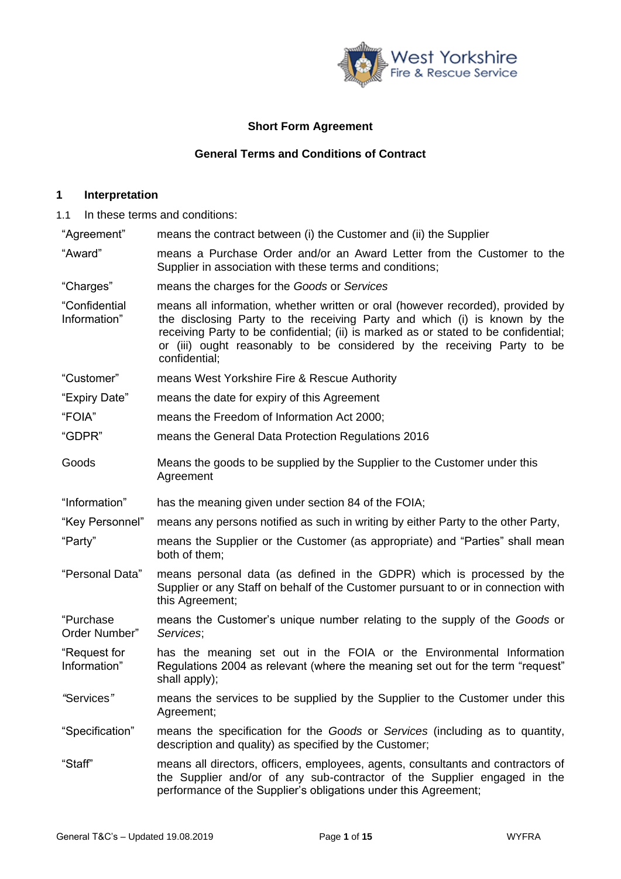**Short Form Agreement**

**General Terms and Conditions of Contract**

## 1 Interpretation

1.1 In these terms and conditions:

| | |
|---|---|
| "Agreement" | means the contract between (i) the Customer and (ii) the Supplier |
| "Award" | means a Purchase Order and/or an Award Letter from the Customer to the Supplier in association with these terms and conditions; |
| "Charges" | means the charges for the *Goods* or *Services* |
| "Confidential Information" | means all information, whether written or oral (however recorded), provided by the disclosing Party to the receiving Party and which (i) is known by the receiving Party to be confidential; (ii) is marked as or stated to be confidential; or (iii) ought reasonably to be considered by the receiving Party to be confidential; |
| "Customer" | means West Yorkshire Fire & Rescue Authority |
| "Expiry Date" | means the date for expiry of this Agreement |
| "FOIA" | means the Freedom of Information Act 2000; |
| "GDPR" | means the General Data Protection Regulations 2016 |
| Goods | Means the goods to be supplied by the Supplier to the Customer under this Agreement |
| "Information" | has the meaning given under section 84 of the FOIA; |
| "Key Personnel" | means any persons notified as such in writing by either Party to the other Party, |
| "Party" | means the Supplier or the Customer (as appropriate) and "Parties" shall mean both of them; |
| "Personal Data" | means personal data (as defined in the GDPR) which is processed by the Supplier or any Staff on behalf of the Customer pursuant to or in connection with this Agreement; |
| "Purchase Order Number" | means the Customer's unique number relating to the supply of the *Goods* or *Services*; |
| "Request for Information" | has the meaning set out in the FOIA or the Environmental Information Regulations 2004 as relevant (where the meaning set out for the term "request" shall apply); |
| *"*Services*"* | means the services to be supplied by the Supplier to the Customer under this Agreement; |
| "Specification" | means the specification for the *Goods* or *Services* (including as to quantity, description and quality) as specified by the Customer; |
| "Staff" | means all directors, officers, employees, agents, consultants and contractors of the Supplier and/or of any sub-contractor of the Supplier engaged in the performance of the Supplier's obligations under this Agreement; |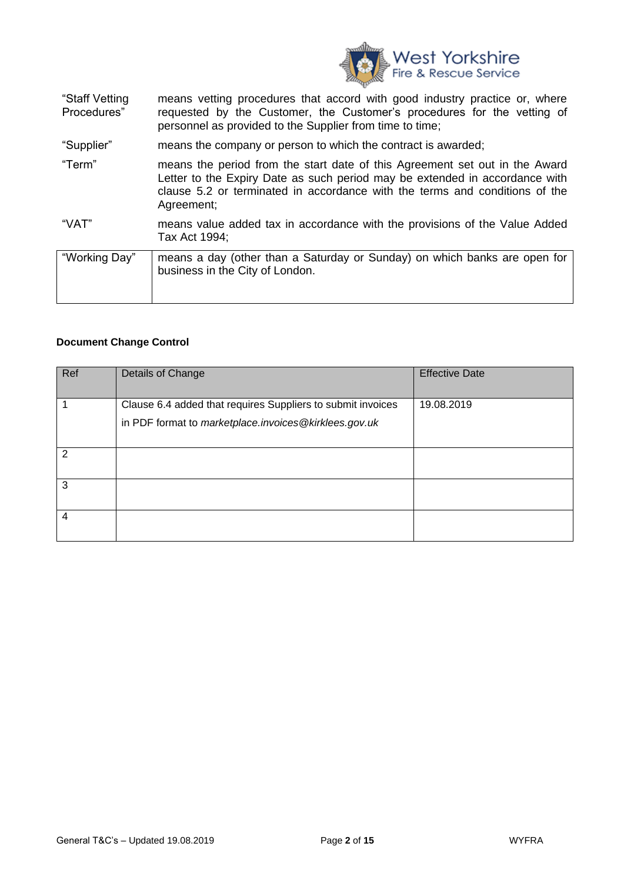| | |
|---|---|
| "Staff Vetting Procedures" | means vetting procedures that accord with good industry practice or, where requested by the Customer, the Customer's procedures for the vetting of personnel as provided to the Supplier from time to time; |
| "Supplier" | means the company or person to which the contract is awarded; |
| "Term" | means the period from the start date of this Agreement set out in the Award Letter to the Expiry Date as such period may be extended in accordance with clause 5.2 or terminated in accordance with the terms and conditions of the Agreement; |
| "VAT" | means value added tax in accordance with the provisions of the Value Added Tax Act 1994; |
| "Working Day" | means a day (other than a Saturday or Sunday) on which banks are open for business in the City of London. |

**Document Change Control**

| Ref | Details of Change | Effective Date |
|---|---|---|
| 1 | Clause 6.4 added that requires Suppliers to submit invoices in PDF format to *marketplace.invoices@kirklees.gov.uk* | 19.08.2019 |
| 2 | | |
| 3 | | |
| 4 | | |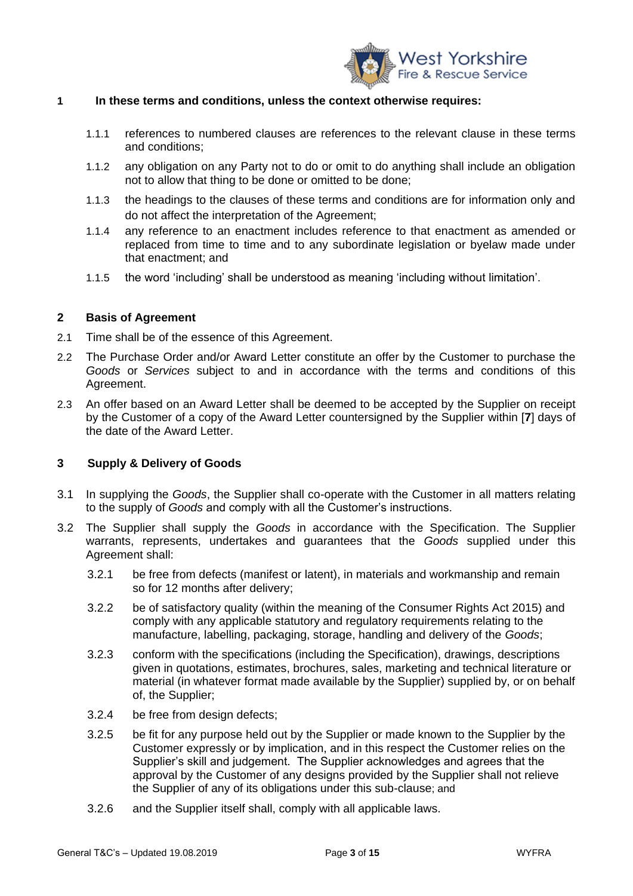**1 In these terms and conditions, unless the context otherwise requires:**

1.1.1 references to numbered clauses are references to the relevant clause in these terms and conditions;

1.1.2 any obligation on any Party not to do or omit to do anything shall include an obligation not to allow that thing to be done or omitted to be done;

1.1.3 the headings to the clauses of these terms and conditions are for information only and do not affect the interpretation of the Agreement;

1.1.4 any reference to an enactment includes reference to that enactment as amended or replaced from time to time and to any subordinate legislation or byelaw made under that enactment; and

1.1.5 the word 'including' shall be understood as meaning 'including without limitation'.

## 2 Basis of Agreement

2.1 Time shall be of the essence of this Agreement.

2.2 The Purchase Order and/or Award Letter constitute an offer by the Customer to purchase the *Goods* or *Services* subject to and in accordance with the terms and conditions of this Agreement.

2.3 An offer based on an Award Letter shall be deemed to be accepted by the Supplier on receipt by the Customer of a copy of the Award Letter countersigned by the Supplier within [**7**] days of the date of the Award Letter.

## 3 Supply & Delivery of Goods

3.1 In supplying the *Goods*, the Supplier shall co-operate with the Customer in all matters relating to the supply of *Goods* and comply with all the Customer's instructions.

3.2 The Supplier shall supply the *Goods* in accordance with the Specification. The Supplier warrants, represents, undertakes and guarantees that the *Goods* supplied under this Agreement shall:

3.2.1 be free from defects (manifest or latent), in materials and workmanship and remain so for 12 months after delivery;

3.2.2 be of satisfactory quality (within the meaning of the Consumer Rights Act 2015) and comply with any applicable statutory and regulatory requirements relating to the manufacture, labelling, packaging, storage, handling and delivery of the *Goods*;

3.2.3 conform with the specifications (including the Specification), drawings, descriptions given in quotations, estimates, brochures, sales, marketing and technical literature or material (in whatever format made available by the Supplier) supplied by, or on behalf of, the Supplier;

3.2.4 be free from design defects;

3.2.5 be fit for any purpose held out by the Supplier or made known to the Supplier by the Customer expressly or by implication, and in this respect the Customer relies on the Supplier's skill and judgement. The Supplier acknowledges and agrees that the approval by the Customer of any designs provided by the Supplier shall not relieve the Supplier of any of its obligations under this sub-clause; and

3.2.6 and the Supplier itself shall, comply with all applicable laws.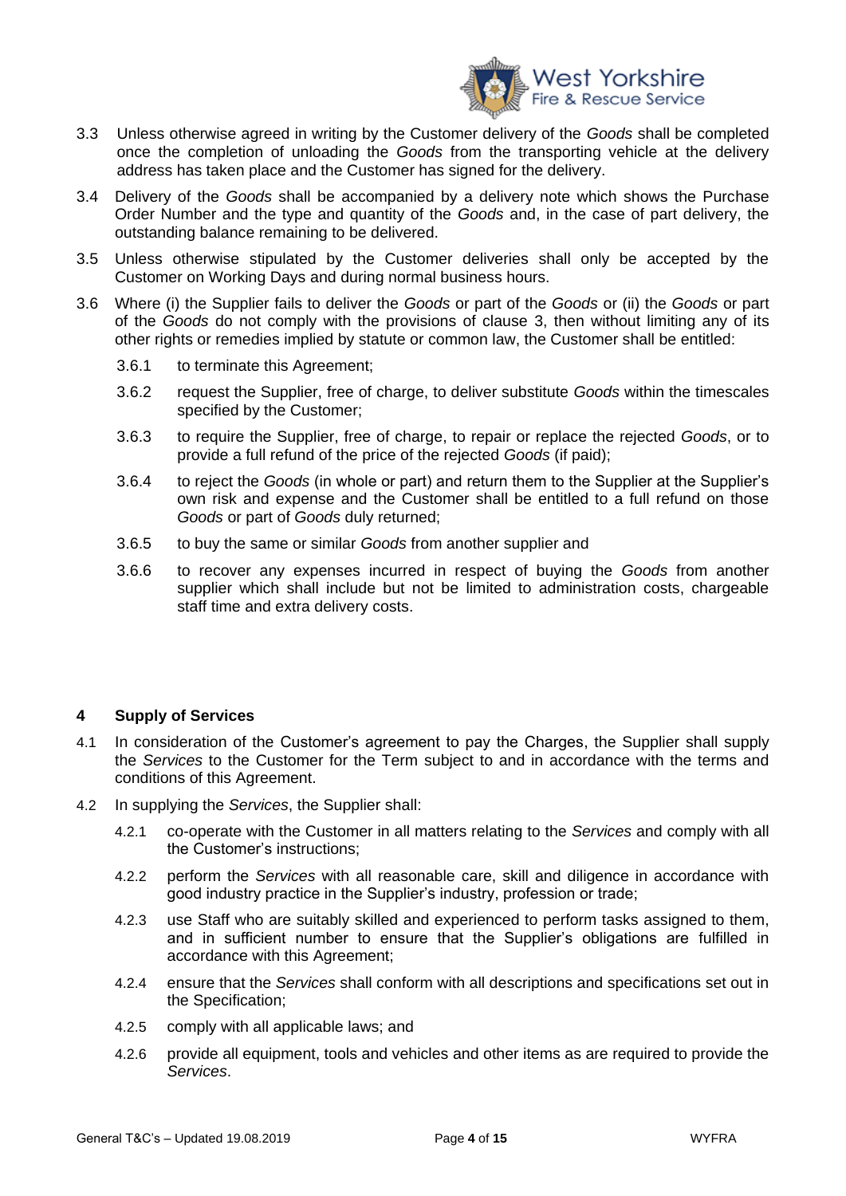3.3 Unless otherwise agreed in writing by the Customer delivery of the *Goods* shall be completed once the completion of unloading the *Goods* from the transporting vehicle at the delivery address has taken place and the Customer has signed for the delivery.

3.4 Delivery of the *Goods* shall be accompanied by a delivery note which shows the Purchase Order Number and the type and quantity of the *Goods* and, in the case of part delivery, the outstanding balance remaining to be delivered.

3.5 Unless otherwise stipulated by the Customer deliveries shall only be accepted by the Customer on Working Days and during normal business hours.

3.6 Where (i) the Supplier fails to deliver the *Goods* or part of the *Goods* or (ii) the *Goods* or part of the *Goods* do not comply with the provisions of clause 3, then without limiting any of its other rights or remedies implied by statute or common law, the Customer shall be entitled:

- 3.6.1 to terminate this Agreement;
- 3.6.2 request the Supplier, free of charge, to deliver substitute *Goods* within the timescales specified by the Customer;
- 3.6.3 to require the Supplier, free of charge, to repair or replace the rejected *Goods*, or to provide a full refund of the price of the rejected *Goods* (if paid);
- 3.6.4 to reject the *Goods* (in whole or part) and return them to the Supplier at the Supplier's own risk and expense and the Customer shall be entitled to a full refund on those *Goods* or part of *Goods* duly returned;
- 3.6.5 to buy the same or similar *Goods* from another supplier and
- 3.6.6 to recover any expenses incurred in respect of buying the *Goods* from another supplier which shall include but not be limited to administration costs, chargeable staff time and extra delivery costs.

## 4 Supply of Services

4.1 In consideration of the Customer's agreement to pay the Charges, the Supplier shall supply the *Services* to the Customer for the Term subject to and in accordance with the terms and conditions of this Agreement.

4.2 In supplying the *Services*, the Supplier shall:

- 4.2.1 co-operate with the Customer in all matters relating to the *Services* and comply with all the Customer's instructions;
- 4.2.2 perform the *Services* with all reasonable care, skill and diligence in accordance with good industry practice in the Supplier's industry, profession or trade;
- 4.2.3 use Staff who are suitably skilled and experienced to perform tasks assigned to them, and in sufficient number to ensure that the Supplier's obligations are fulfilled in accordance with this Agreement;
- 4.2.4 ensure that the *Services* shall conform with all descriptions and specifications set out in the Specification;
- 4.2.5 comply with all applicable laws; and
- 4.2.6 provide all equipment, tools and vehicles and other items as are required to provide the *Services*.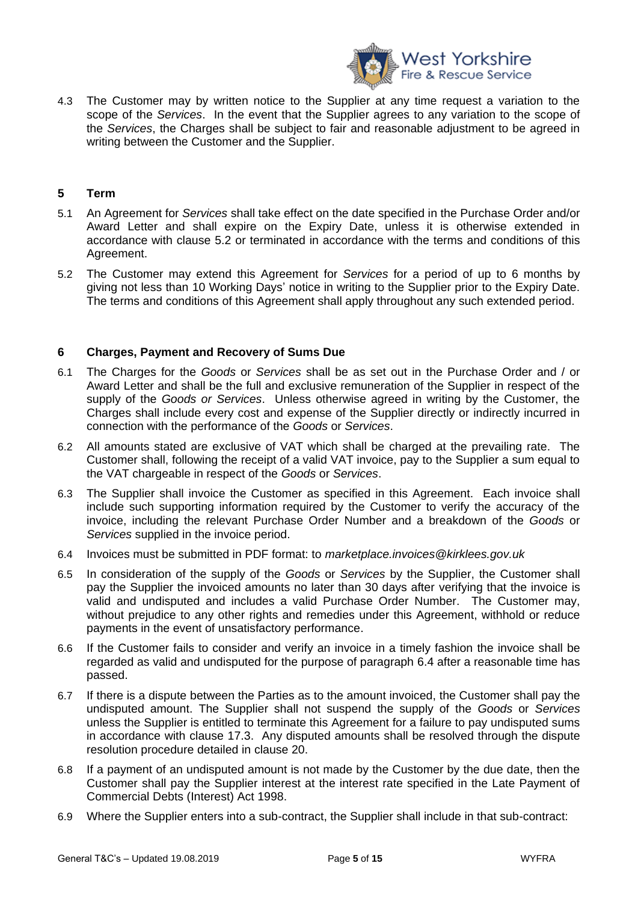4.3 The Customer may by written notice to the Supplier at any time request a variation to the scope of the *Services*. In the event that the Supplier agrees to any variation to the scope of the *Services*, the Charges shall be subject to fair and reasonable adjustment to be agreed in writing between the Customer and the Supplier.

## 5 Term

5.1 An Agreement for *Services* shall take effect on the date specified in the Purchase Order and/or Award Letter and shall expire on the Expiry Date, unless it is otherwise extended in accordance with clause 5.2 or terminated in accordance with the terms and conditions of this Agreement.

5.2 The Customer may extend this Agreement for *Services* for a period of up to 6 months by giving not less than 10 Working Days' notice in writing to the Supplier prior to the Expiry Date. The terms and conditions of this Agreement shall apply throughout any such extended period.

## 6 Charges, Payment and Recovery of Sums Due

6.1 The Charges for the *Goods* or *Services* shall be as set out in the Purchase Order and / or Award Letter and shall be the full and exclusive remuneration of the Supplier in respect of the supply of the *Goods or Services*. Unless otherwise agreed in writing by the Customer, the Charges shall include every cost and expense of the Supplier directly or indirectly incurred in connection with the performance of the *Goods* or *Services*.

6.2 All amounts stated are exclusive of VAT which shall be charged at the prevailing rate. The Customer shall, following the receipt of a valid VAT invoice, pay to the Supplier a sum equal to the VAT chargeable in respect of the *Goods* or *Services*.

6.3 The Supplier shall invoice the Customer as specified in this Agreement. Each invoice shall include such supporting information required by the Customer to verify the accuracy of the invoice, including the relevant Purchase Order Number and a breakdown of the *Goods* or *Services* supplied in the invoice period.

6.4 Invoices must be submitted in PDF format: to *marketplace.invoices@kirklees.gov.uk*

6.5 In consideration of the supply of the *Goods* or *Services* by the Supplier, the Customer shall pay the Supplier the invoiced amounts no later than 30 days after verifying that the invoice is valid and undisputed and includes a valid Purchase Order Number. The Customer may, without prejudice to any other rights and remedies under this Agreement, withhold or reduce payments in the event of unsatisfactory performance.

6.6 If the Customer fails to consider and verify an invoice in a timely fashion the invoice shall be regarded as valid and undisputed for the purpose of paragraph 6.4 after a reasonable time has passed.

6.7 If there is a dispute between the Parties as to the amount invoiced, the Customer shall pay the undisputed amount. The Supplier shall not suspend the supply of the *Goods* or *Services* unless the Supplier is entitled to terminate this Agreement for a failure to pay undisputed sums in accordance with clause 17.3. Any disputed amounts shall be resolved through the dispute resolution procedure detailed in clause 20.

6.8 If a payment of an undisputed amount is not made by the Customer by the due date, then the Customer shall pay the Supplier interest at the interest rate specified in the Late Payment of Commercial Debts (Interest) Act 1998.

6.9 Where the Supplier enters into a sub-contract, the Supplier shall include in that sub-contract: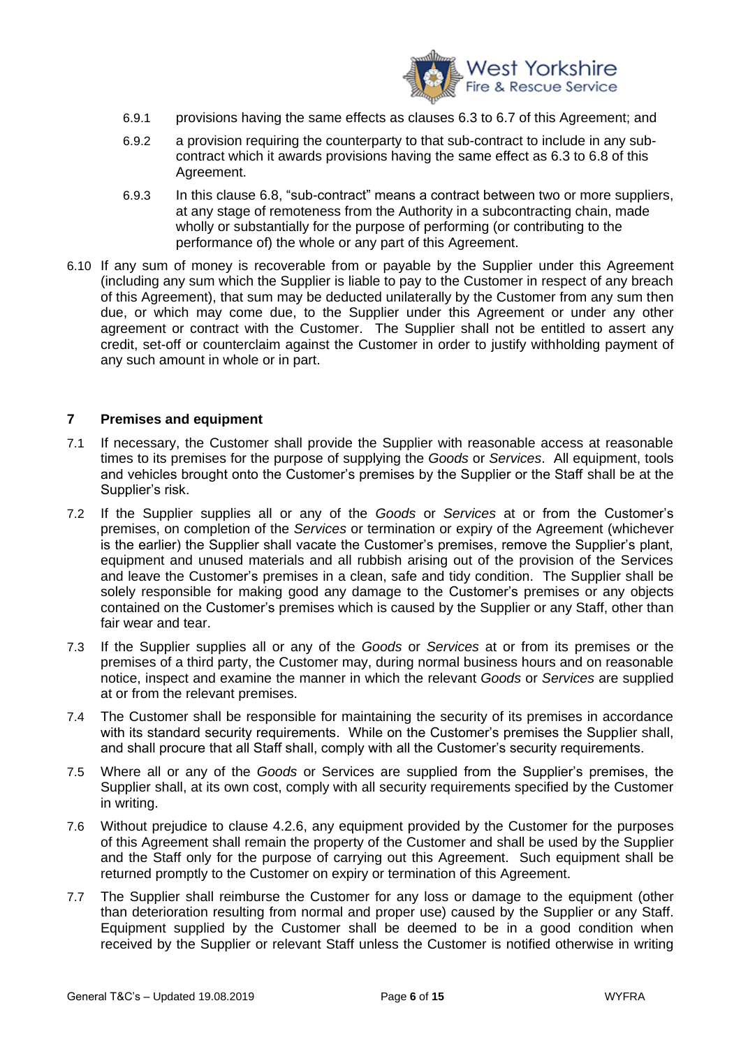6.9.1 provisions having the same effects as clauses 6.3 to 6.7 of this Agreement; and

6.9.2 a provision requiring the counterparty to that sub-contract to include in any sub-contract which it awards provisions having the same effect as 6.3 to 6.8 of this Agreement.

6.9.3 In this clause 6.8, "sub-contract" means a contract between two or more suppliers, at any stage of remoteness from the Authority in a subcontracting chain, made wholly or substantially for the purpose of performing (or contributing to the performance of) the whole or any part of this Agreement.

6.10 If any sum of money is recoverable from or payable by the Supplier under this Agreement (including any sum which the Supplier is liable to pay to the Customer in respect of any breach of this Agreement), that sum may be deducted unilaterally by the Customer from any sum then due, or which may come due, to the Supplier under this Agreement or under any other agreement or contract with the Customer. The Supplier shall not be entitled to assert any credit, set-off or counterclaim against the Customer in order to justify withholding payment of any such amount in whole or in part.

## 7 Premises and equipment

7.1 If necessary, the Customer shall provide the Supplier with reasonable access at reasonable times to its premises for the purpose of supplying the *Goods* or *Services*. All equipment, tools and vehicles brought onto the Customer's premises by the Supplier or the Staff shall be at the Supplier's risk.

7.2 If the Supplier supplies all or any of the *Goods* or *Services* at or from the Customer's premises, on completion of the *Services* or termination or expiry of the Agreement (whichever is the earlier) the Supplier shall vacate the Customer's premises, remove the Supplier's plant, equipment and unused materials and all rubbish arising out of the provision of the Services and leave the Customer's premises in a clean, safe and tidy condition. The Supplier shall be solely responsible for making good any damage to the Customer's premises or any objects contained on the Customer's premises which is caused by the Supplier or any Staff, other than fair wear and tear.

7.3 If the Supplier supplies all or any of the *Goods* or *Services* at or from its premises or the premises of a third party, the Customer may, during normal business hours and on reasonable notice, inspect and examine the manner in which the relevant *Goods* or *Services* are supplied at or from the relevant premises.

7.4 The Customer shall be responsible for maintaining the security of its premises in accordance with its standard security requirements. While on the Customer's premises the Supplier shall, and shall procure that all Staff shall, comply with all the Customer's security requirements.

7.5 Where all or any of the *Goods* or Services are supplied from the Supplier's premises, the Supplier shall, at its own cost, comply with all security requirements specified by the Customer in writing.

7.6 Without prejudice to clause 4.2.6, any equipment provided by the Customer for the purposes of this Agreement shall remain the property of the Customer and shall be used by the Supplier and the Staff only for the purpose of carrying out this Agreement. Such equipment shall be returned promptly to the Customer on expiry or termination of this Agreement.

7.7 The Supplier shall reimburse the Customer for any loss or damage to the equipment (other than deterioration resulting from normal and proper use) caused by the Supplier or any Staff. Equipment supplied by the Customer shall be deemed to be in a good condition when received by the Supplier or relevant Staff unless the Customer is notified otherwise in writing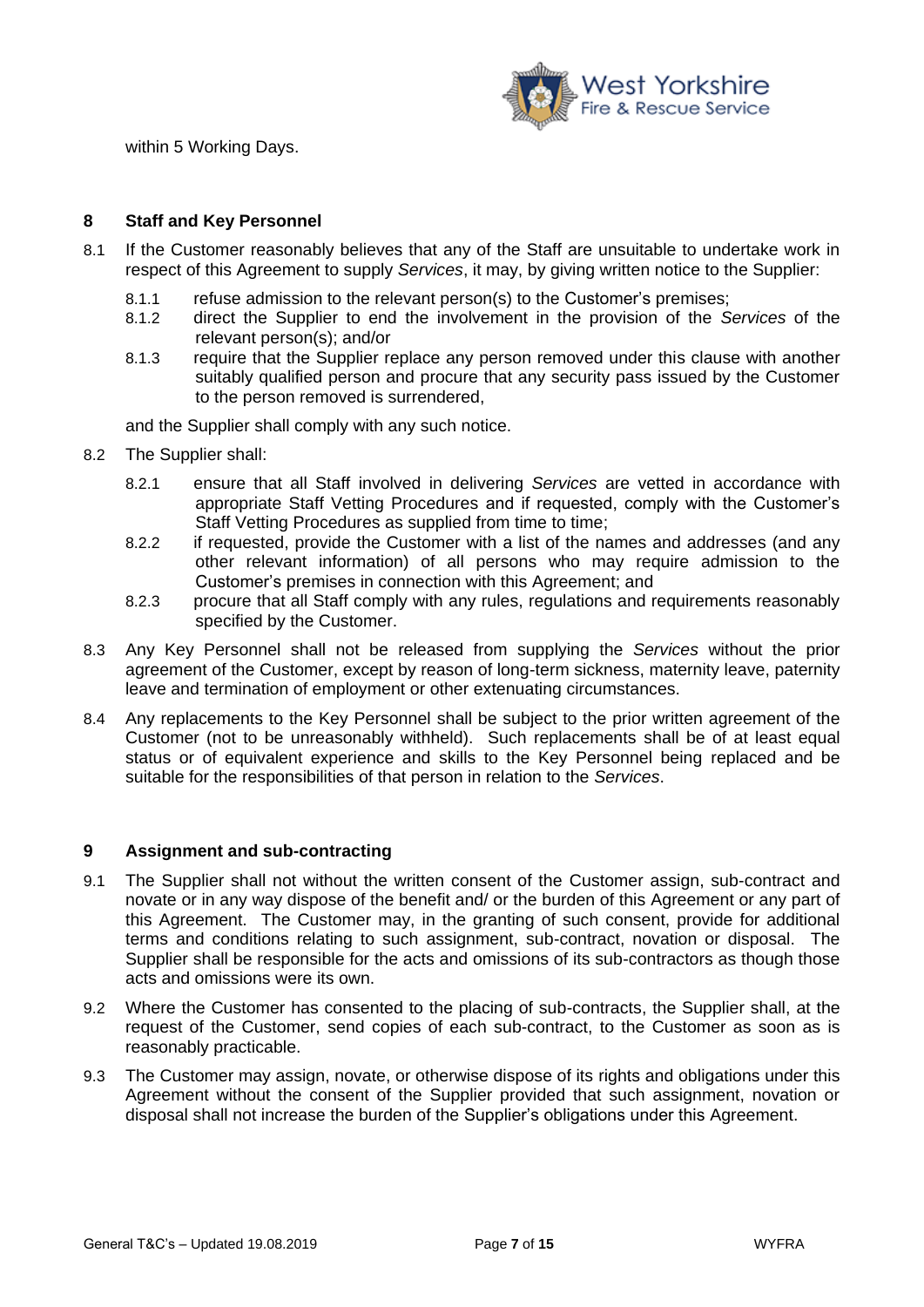within 5 Working Days.

## 8 Staff and Key Personnel

8.1 If the Customer reasonably believes that any of the Staff are unsuitable to undertake work in respect of this Agreement to supply *Services*, it may, by giving written notice to the Supplier:

- 8.1.1 refuse admission to the relevant person(s) to the Customer's premises;
- 8.1.2 direct the Supplier to end the involvement in the provision of the *Services* of the relevant person(s); and/or
- 8.1.3 require that the Supplier replace any person removed under this clause with another suitably qualified person and procure that any security pass issued by the Customer to the person removed is surrendered,

and the Supplier shall comply with any such notice.

8.2 The Supplier shall:

- 8.2.1 ensure that all Staff involved in delivering *Services* are vetted in accordance with appropriate Staff Vetting Procedures and if requested, comply with the Customer's Staff Vetting Procedures as supplied from time to time;
- 8.2.2 if requested, provide the Customer with a list of the names and addresses (and any other relevant information) of all persons who may require admission to the Customer's premises in connection with this Agreement; and
- 8.2.3 procure that all Staff comply with any rules, regulations and requirements reasonably specified by the Customer.

8.3 Any Key Personnel shall not be released from supplying the *Services* without the prior agreement of the Customer, except by reason of long-term sickness, maternity leave, paternity leave and termination of employment or other extenuating circumstances.

8.4 Any replacements to the Key Personnel shall be subject to the prior written agreement of the Customer (not to be unreasonably withheld). Such replacements shall be of at least equal status or of equivalent experience and skills to the Key Personnel being replaced and be suitable for the responsibilities of that person in relation to the *Services*.

## 9 Assignment and sub-contracting

9.1 The Supplier shall not without the written consent of the Customer assign, sub-contract and novate or in any way dispose of the benefit and/ or the burden of this Agreement or any part of this Agreement. The Customer may, in the granting of such consent, provide for additional terms and conditions relating to such assignment, sub-contract, novation or disposal. The Supplier shall be responsible for the acts and omissions of its sub-contractors as though those acts and omissions were its own.

9.2 Where the Customer has consented to the placing of sub-contracts, the Supplier shall, at the request of the Customer, send copies of each sub-contract, to the Customer as soon as is reasonably practicable.

9.3 The Customer may assign, novate, or otherwise dispose of its rights and obligations under this Agreement without the consent of the Supplier provided that such assignment, novation or disposal shall not increase the burden of the Supplier's obligations under this Agreement.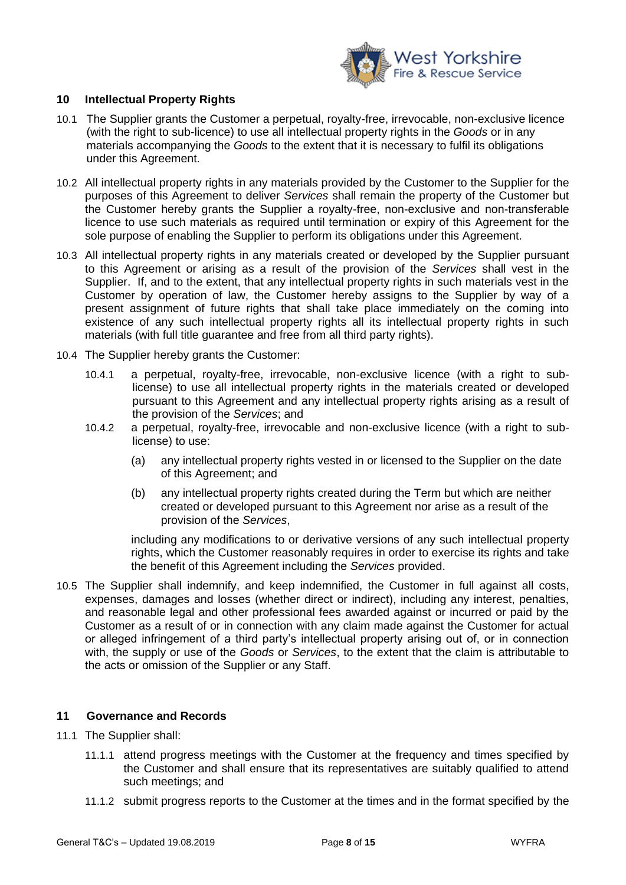## 10 Intellectual Property Rights

10.1 The Supplier grants the Customer a perpetual, royalty-free, irrevocable, non-exclusive licence (with the right to sub-licence) to use all intellectual property rights in the *Goods* or in any materials accompanying the *Goods* to the extent that it is necessary to fulfil its obligations under this Agreement.

10.2 All intellectual property rights in any materials provided by the Customer to the Supplier for the purposes of this Agreement to deliver *Services* shall remain the property of the Customer but the Customer hereby grants the Supplier a royalty-free, non-exclusive and non-transferable licence to use such materials as required until termination or expiry of this Agreement for the sole purpose of enabling the Supplier to perform its obligations under this Agreement.

10.3 All intellectual property rights in any materials created or developed by the Supplier pursuant to this Agreement or arising as a result of the provision of the *Services* shall vest in the Supplier. If, and to the extent, that any intellectual property rights in such materials vest in the Customer by operation of law, the Customer hereby assigns to the Supplier by way of a present assignment of future rights that shall take place immediately on the coming into existence of any such intellectual property rights all its intellectual property rights in such materials (with full title guarantee and free from all third party rights).

10.4 The Supplier hereby grants the Customer:

10.4.1 a perpetual, royalty-free, irrevocable, non-exclusive licence (with a right to sub-license) to use all intellectual property rights in the materials created or developed pursuant to this Agreement and any intellectual property rights arising as a result of the provision of the *Services*; and

10.4.2 a perpetual, royalty-free, irrevocable and non-exclusive licence (with a right to sub-license) to use:

(a) any intellectual property rights vested in or licensed to the Supplier on the date of this Agreement; and

(b) any intellectual property rights created during the Term but which are neither created or developed pursuant to this Agreement nor arise as a result of the provision of the *Services*,

including any modifications to or derivative versions of any such intellectual property rights, which the Customer reasonably requires in order to exercise its rights and take the benefit of this Agreement including the *Services* provided.

10.5 The Supplier shall indemnify, and keep indemnified, the Customer in full against all costs, expenses, damages and losses (whether direct or indirect), including any interest, penalties, and reasonable legal and other professional fees awarded against or incurred or paid by the Customer as a result of or in connection with any claim made against the Customer for actual or alleged infringement of a third party's intellectual property arising out of, or in connection with, the supply or use of the *Goods* or *Services*, to the extent that the claim is attributable to the acts or omission of the Supplier or any Staff.

## 11 Governance and Records

11.1 The Supplier shall:

11.1.1 attend progress meetings with the Customer at the frequency and times specified by the Customer and shall ensure that its representatives are suitably qualified to attend such meetings; and

11.1.2 submit progress reports to the Customer at the times and in the format specified by the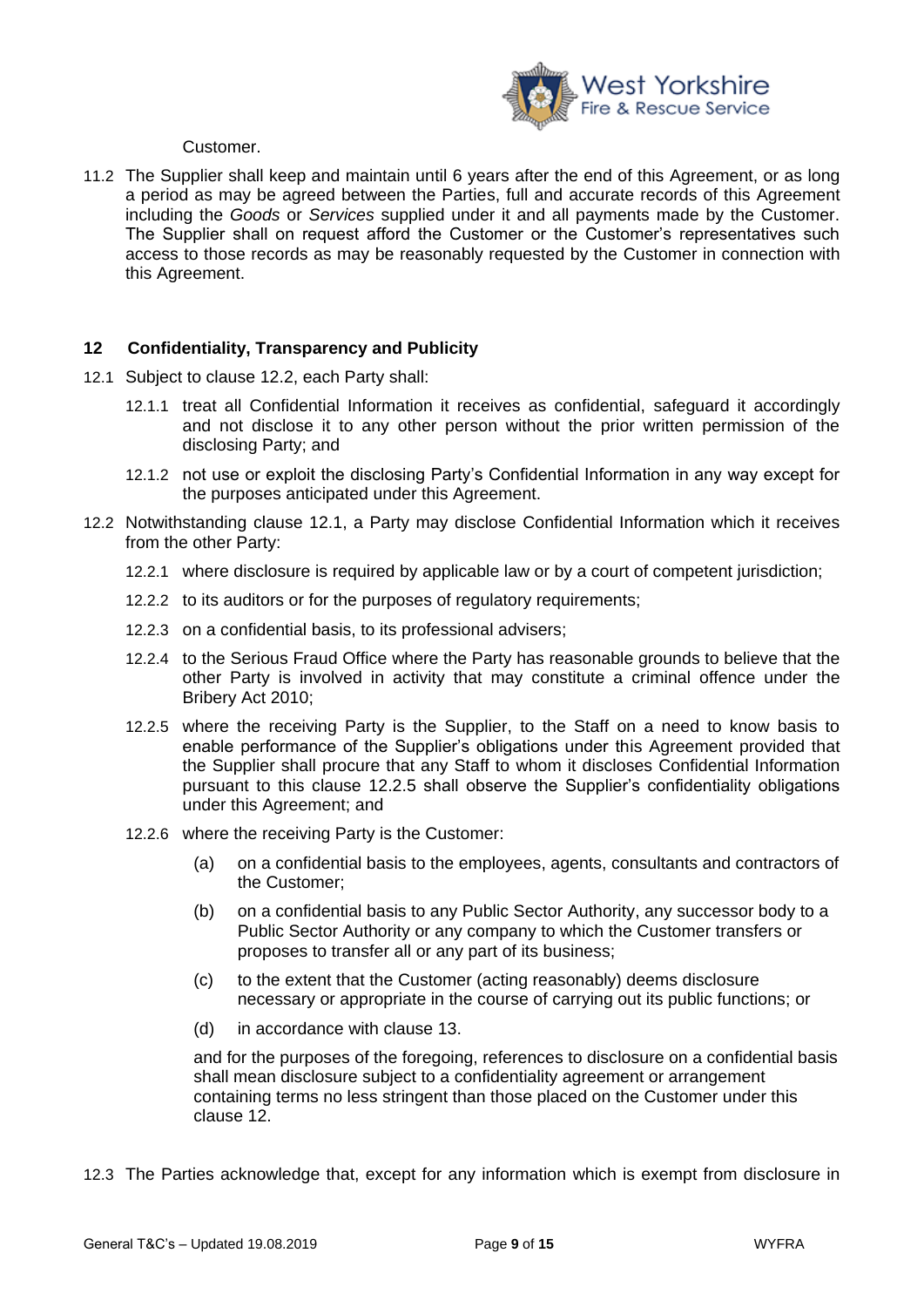Customer.

11.2 The Supplier shall keep and maintain until 6 years after the end of this Agreement, or as long a period as may be agreed between the Parties, full and accurate records of this Agreement including the *Goods* or *Services* supplied under it and all payments made by the Customer. The Supplier shall on request afford the Customer or the Customer's representatives such access to those records as may be reasonably requested by the Customer in connection with this Agreement.

## 12 Confidentiality, Transparency and Publicity

12.1 Subject to clause 12.2, each Party shall:

12.1.1 treat all Confidential Information it receives as confidential, safeguard it accordingly and not disclose it to any other person without the prior written permission of the disclosing Party; and

12.1.2 not use or exploit the disclosing Party's Confidential Information in any way except for the purposes anticipated under this Agreement.

12.2 Notwithstanding clause 12.1, a Party may disclose Confidential Information which it receives from the other Party:

12.2.1 where disclosure is required by applicable law or by a court of competent jurisdiction;

12.2.2 to its auditors or for the purposes of regulatory requirements;

12.2.3 on a confidential basis, to its professional advisers;

12.2.4 to the Serious Fraud Office where the Party has reasonable grounds to believe that the other Party is involved in activity that may constitute a criminal offence under the Bribery Act 2010;

12.2.5 where the receiving Party is the Supplier, to the Staff on a need to know basis to enable performance of the Supplier's obligations under this Agreement provided that the Supplier shall procure that any Staff to whom it discloses Confidential Information pursuant to this clause 12.2.5 shall observe the Supplier's confidentiality obligations under this Agreement; and

12.2.6 where the receiving Party is the Customer:

(a) on a confidential basis to the employees, agents, consultants and contractors of the Customer;

(b) on a confidential basis to any Public Sector Authority, any successor body to a Public Sector Authority or any company to which the Customer transfers or proposes to transfer all or any part of its business;

(c) to the extent that the Customer (acting reasonably) deems disclosure necessary or appropriate in the course of carrying out its public functions; or

(d) in accordance with clause 13.

and for the purposes of the foregoing, references to disclosure on a confidential basis shall mean disclosure subject to a confidentiality agreement or arrangement containing terms no less stringent than those placed on the Customer under this clause 12.

12.3 The Parties acknowledge that, except for any information which is exempt from disclosure in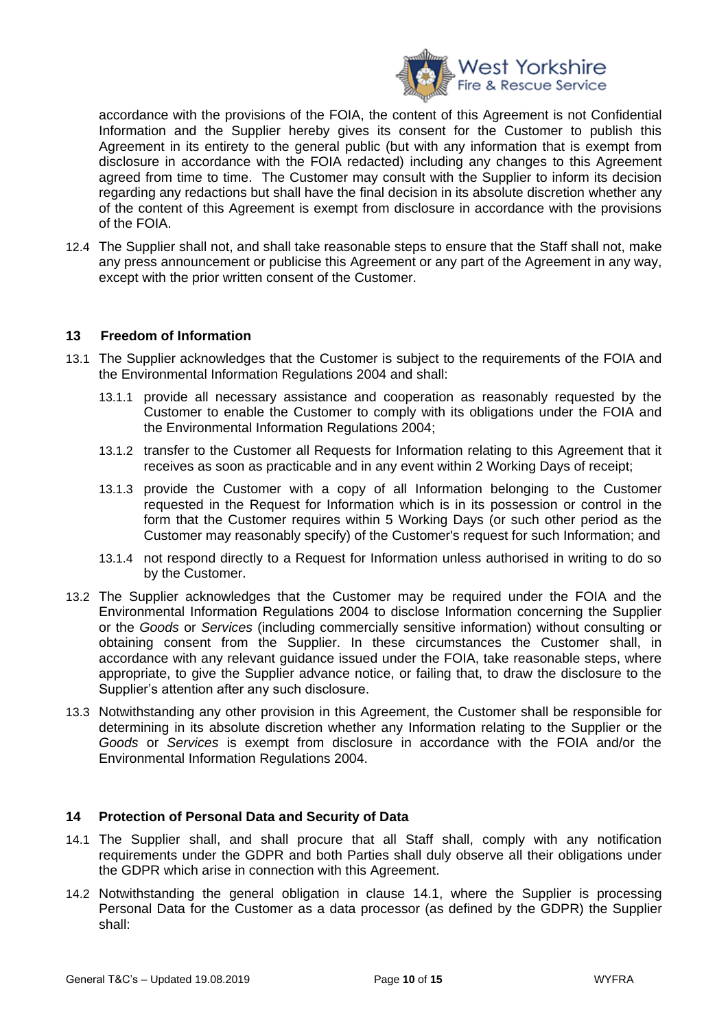accordance with the provisions of the FOIA, the content of this Agreement is not Confidential Information and the Supplier hereby gives its consent for the Customer to publish this Agreement in its entirety to the general public (but with any information that is exempt from disclosure in accordance with the FOIA redacted) including any changes to this Agreement agreed from time to time. The Customer may consult with the Supplier to inform its decision regarding any redactions but shall have the final decision in its absolute discretion whether any of the content of this Agreement is exempt from disclosure in accordance with the provisions of the FOIA.

12.4 The Supplier shall not, and shall take reasonable steps to ensure that the Staff shall not, make any press announcement or publicise this Agreement or any part of the Agreement in any way, except with the prior written consent of the Customer.

## 13 Freedom of Information

13.1 The Supplier acknowledges that the Customer is subject to the requirements of the FOIA and the Environmental Information Regulations 2004 and shall:

13.1.1 provide all necessary assistance and cooperation as reasonably requested by the Customer to enable the Customer to comply with its obligations under the FOIA and the Environmental Information Regulations 2004;

13.1.2 transfer to the Customer all Requests for Information relating to this Agreement that it receives as soon as practicable and in any event within 2 Working Days of receipt;

13.1.3 provide the Customer with a copy of all Information belonging to the Customer requested in the Request for Information which is in its possession or control in the form that the Customer requires within 5 Working Days (or such other period as the Customer may reasonably specify) of the Customer's request for such Information; and

13.1.4 not respond directly to a Request for Information unless authorised in writing to do so by the Customer.

13.2 The Supplier acknowledges that the Customer may be required under the FOIA and the Environmental Information Regulations 2004 to disclose Information concerning the Supplier or the *Goods* or *Services* (including commercially sensitive information) without consulting or obtaining consent from the Supplier. In these circumstances the Customer shall, in accordance with any relevant guidance issued under the FOIA, take reasonable steps, where appropriate, to give the Supplier advance notice, or failing that, to draw the disclosure to the Supplier's attention after any such disclosure.

13.3 Notwithstanding any other provision in this Agreement, the Customer shall be responsible for determining in its absolute discretion whether any Information relating to the Supplier or the *Goods* or *Services* is exempt from disclosure in accordance with the FOIA and/or the Environmental Information Regulations 2004.

## 14 Protection of Personal Data and Security of Data

14.1 The Supplier shall, and shall procure that all Staff shall, comply with any notification requirements under the GDPR and both Parties shall duly observe all their obligations under the GDPR which arise in connection with this Agreement.

14.2 Notwithstanding the general obligation in clause 14.1, where the Supplier is processing Personal Data for the Customer as a data processor (as defined by the GDPR) the Supplier shall: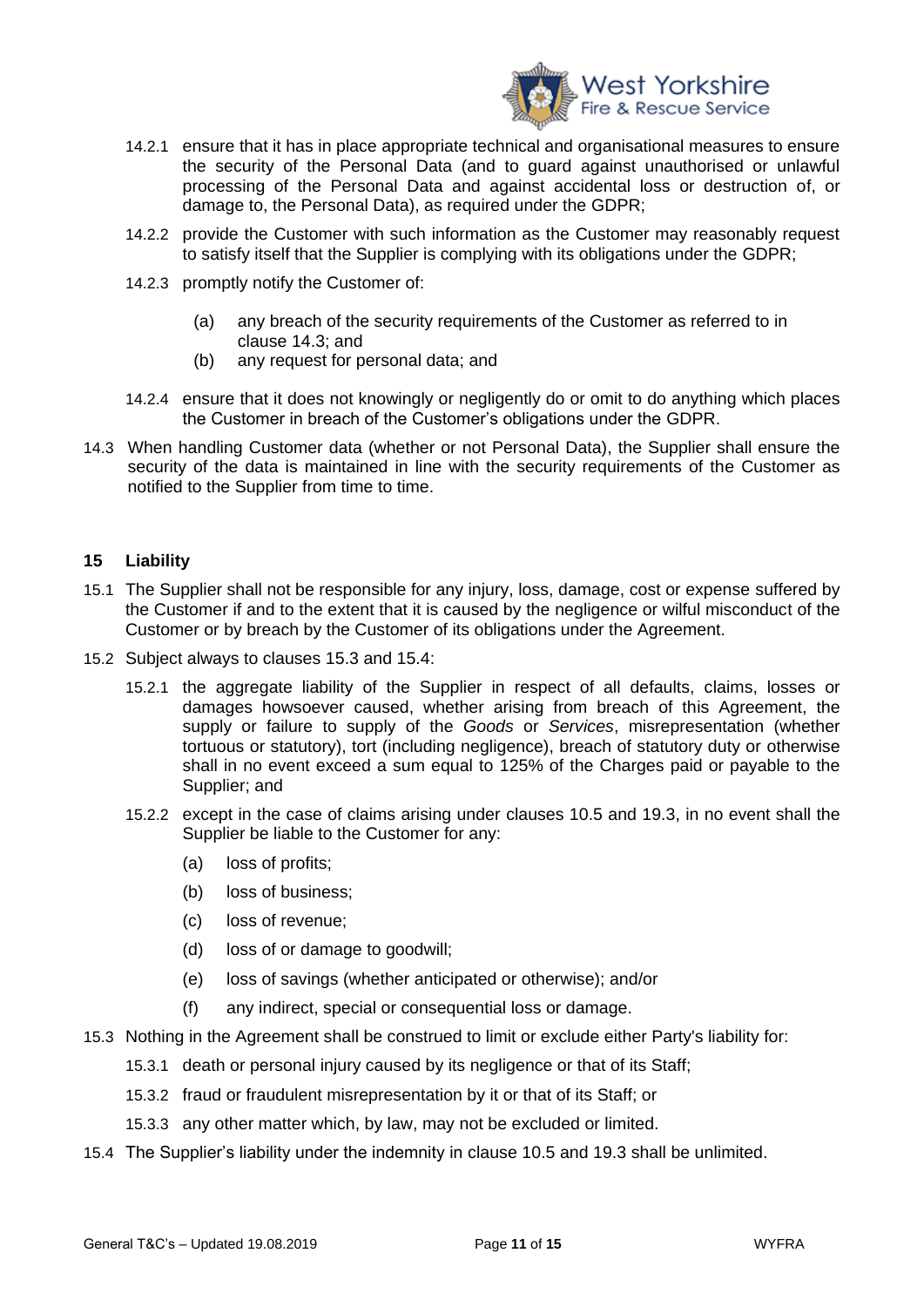14.2.1 ensure that it has in place appropriate technical and organisational measures to ensure the security of the Personal Data (and to guard against unauthorised or unlawful processing of the Personal Data and against accidental loss or destruction of, or damage to, the Personal Data), as required under the GDPR;

14.2.2 provide the Customer with such information as the Customer may reasonably request to satisfy itself that the Supplier is complying with its obligations under the GDPR;

14.2.3 promptly notify the Customer of:

(a) any breach of the security requirements of the Customer as referred to in clause 14.3; and

(b) any request for personal data; and

14.2.4 ensure that it does not knowingly or negligently do or omit to do anything which places the Customer in breach of the Customer's obligations under the GDPR.

14.3 When handling Customer data (whether or not Personal Data), the Supplier shall ensure the security of the data is maintained in line with the security requirements of the Customer as notified to the Supplier from time to time.

## 15 Liability

15.1 The Supplier shall not be responsible for any injury, loss, damage, cost or expense suffered by the Customer if and to the extent that it is caused by the negligence or wilful misconduct of the Customer or by breach by the Customer of its obligations under the Agreement.

15.2 Subject always to clauses 15.3 and 15.4:

15.2.1 the aggregate liability of the Supplier in respect of all defaults, claims, losses or damages howsoever caused, whether arising from breach of this Agreement, the supply or failure to supply of the *Goods* or *Services*, misrepresentation (whether tortuous or statutory), tort (including negligence), breach of statutory duty or otherwise shall in no event exceed a sum equal to 125% of the Charges paid or payable to the Supplier; and

15.2.2 except in the case of claims arising under clauses 10.5 and 19.3, in no event shall the Supplier be liable to the Customer for any:

(a) loss of profits;

(b) loss of business;

(c) loss of revenue;

(d) loss of or damage to goodwill;

(e) loss of savings (whether anticipated or otherwise); and/or

(f) any indirect, special or consequential loss or damage.

15.3 Nothing in the Agreement shall be construed to limit or exclude either Party's liability for:

15.3.1 death or personal injury caused by its negligence or that of its Staff;

15.3.2 fraud or fraudulent misrepresentation by it or that of its Staff; or

15.3.3 any other matter which, by law, may not be excluded or limited.

15.4 The Supplier's liability under the indemnity in clause 10.5 and 19.3 shall be unlimited.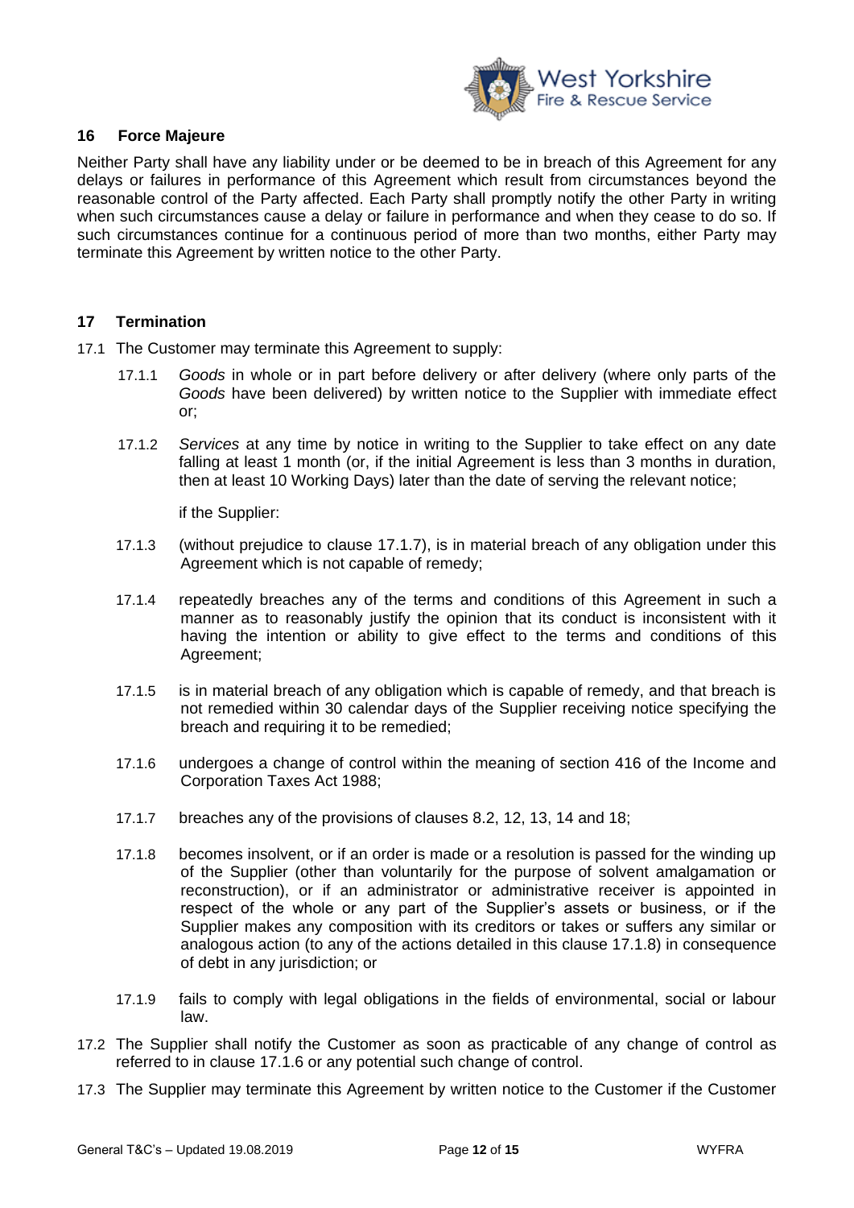## 16 Force Majeure

Neither Party shall have any liability under or be deemed to be in breach of this Agreement for any delays or failures in performance of this Agreement which result from circumstances beyond the reasonable control of the Party affected. Each Party shall promptly notify the other Party in writing when such circumstances cause a delay or failure in performance and when they cease to do so. If such circumstances continue for a continuous period of more than two months, either Party may terminate this Agreement by written notice to the other Party.

## 17 Termination

17.1 The Customer may terminate this Agreement to supply:

17.1.1 *Goods* in whole or in part before delivery or after delivery (where only parts of the *Goods* have been delivered) by written notice to the Supplier with immediate effect or;

17.1.2 *Services* at any time by notice in writing to the Supplier to take effect on any date falling at least 1 month (or, if the initial Agreement is less than 3 months in duration, then at least 10 Working Days) later than the date of serving the relevant notice;

if the Supplier:

17.1.3 (without prejudice to clause 17.1.7), is in material breach of any obligation under this Agreement which is not capable of remedy;

17.1.4 repeatedly breaches any of the terms and conditions of this Agreement in such a manner as to reasonably justify the opinion that its conduct is inconsistent with it having the intention or ability to give effect to the terms and conditions of this Agreement;

17.1.5 is in material breach of any obligation which is capable of remedy, and that breach is not remedied within 30 calendar days of the Supplier receiving notice specifying the breach and requiring it to be remedied;

17.1.6 undergoes a change of control within the meaning of section 416 of the Income and Corporation Taxes Act 1988;

17.1.7 breaches any of the provisions of clauses 8.2, 12, 13, 14 and 18;

17.1.8 becomes insolvent, or if an order is made or a resolution is passed for the winding up of the Supplier (other than voluntarily for the purpose of solvent amalgamation or reconstruction), or if an administrator or administrative receiver is appointed in respect of the whole or any part of the Supplier's assets or business, or if the Supplier makes any composition with its creditors or takes or suffers any similar or analogous action (to any of the actions detailed in this clause 17.1.8) in consequence of debt in any jurisdiction; or

17.1.9 fails to comply with legal obligations in the fields of environmental, social or labour law.

17.2 The Supplier shall notify the Customer as soon as practicable of any change of control as referred to in clause 17.1.6 or any potential such change of control.

17.3 The Supplier may terminate this Agreement by written notice to the Customer if the Customer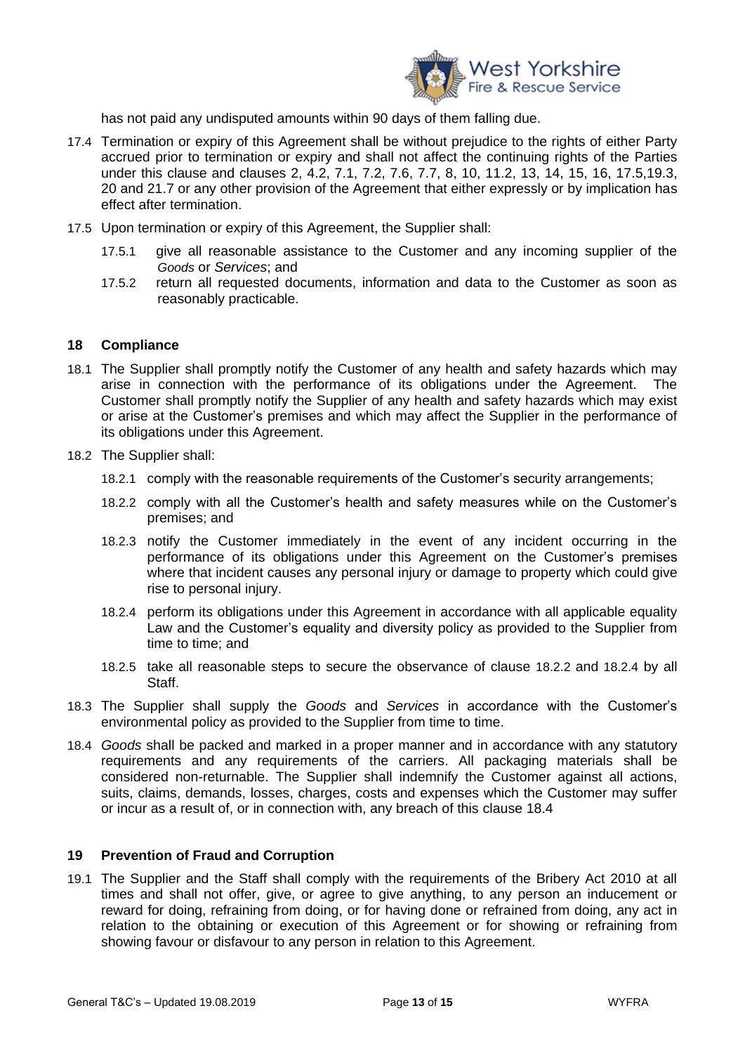has not paid any undisputed amounts within 90 days of them falling due.

17.4 Termination or expiry of this Agreement shall be without prejudice to the rights of either Party accrued prior to termination or expiry and shall not affect the continuing rights of the Parties under this clause and clauses 2, 4.2, 7.1, 7.2, 7.6, 7.7, 8, 10, 11.2, 13, 14, 15, 16, 17.5,19.3, 20 and 21.7 or any other provision of the Agreement that either expressly or by implication has effect after termination.

17.5 Upon termination or expiry of this Agreement, the Supplier shall:

17.5.1 give all reasonable assistance to the Customer and any incoming supplier of the *Goods* or *Services*; and

17.5.2 return all requested documents, information and data to the Customer as soon as reasonably practicable.

## 18 Compliance

18.1 The Supplier shall promptly notify the Customer of any health and safety hazards which may arise in connection with the performance of its obligations under the Agreement. The Customer shall promptly notify the Supplier of any health and safety hazards which may exist or arise at the Customer's premises and which may affect the Supplier in the performance of its obligations under this Agreement.

18.2 The Supplier shall:

18.2.1 comply with the reasonable requirements of the Customer's security arrangements;

18.2.2 comply with all the Customer's health and safety measures while on the Customer's premises; and

18.2.3 notify the Customer immediately in the event of any incident occurring in the performance of its obligations under this Agreement on the Customer's premises where that incident causes any personal injury or damage to property which could give rise to personal injury.

18.2.4 perform its obligations under this Agreement in accordance with all applicable equality Law and the Customer's equality and diversity policy as provided to the Supplier from time to time; and

18.2.5 take all reasonable steps to secure the observance of clause 18.2.2 and 18.2.4 by all Staff.

18.3 The Supplier shall supply the *Goods* and *Services* in accordance with the Customer's environmental policy as provided to the Supplier from time to time.

18.4 *Goods* shall be packed and marked in a proper manner and in accordance with any statutory requirements and any requirements of the carriers. All packaging materials shall be considered non-returnable. The Supplier shall indemnify the Customer against all actions, suits, claims, demands, losses, charges, costs and expenses which the Customer may suffer or incur as a result of, or in connection with, any breach of this clause 18.4

## 19 Prevention of Fraud and Corruption

19.1 The Supplier and the Staff shall comply with the requirements of the Bribery Act 2010 at all times and shall not offer, give, or agree to give anything, to any person an inducement or reward for doing, refraining from doing, or for having done or refrained from doing, any act in relation to the obtaining or execution of this Agreement or for showing or refraining from showing favour or disfavour to any person in relation to this Agreement.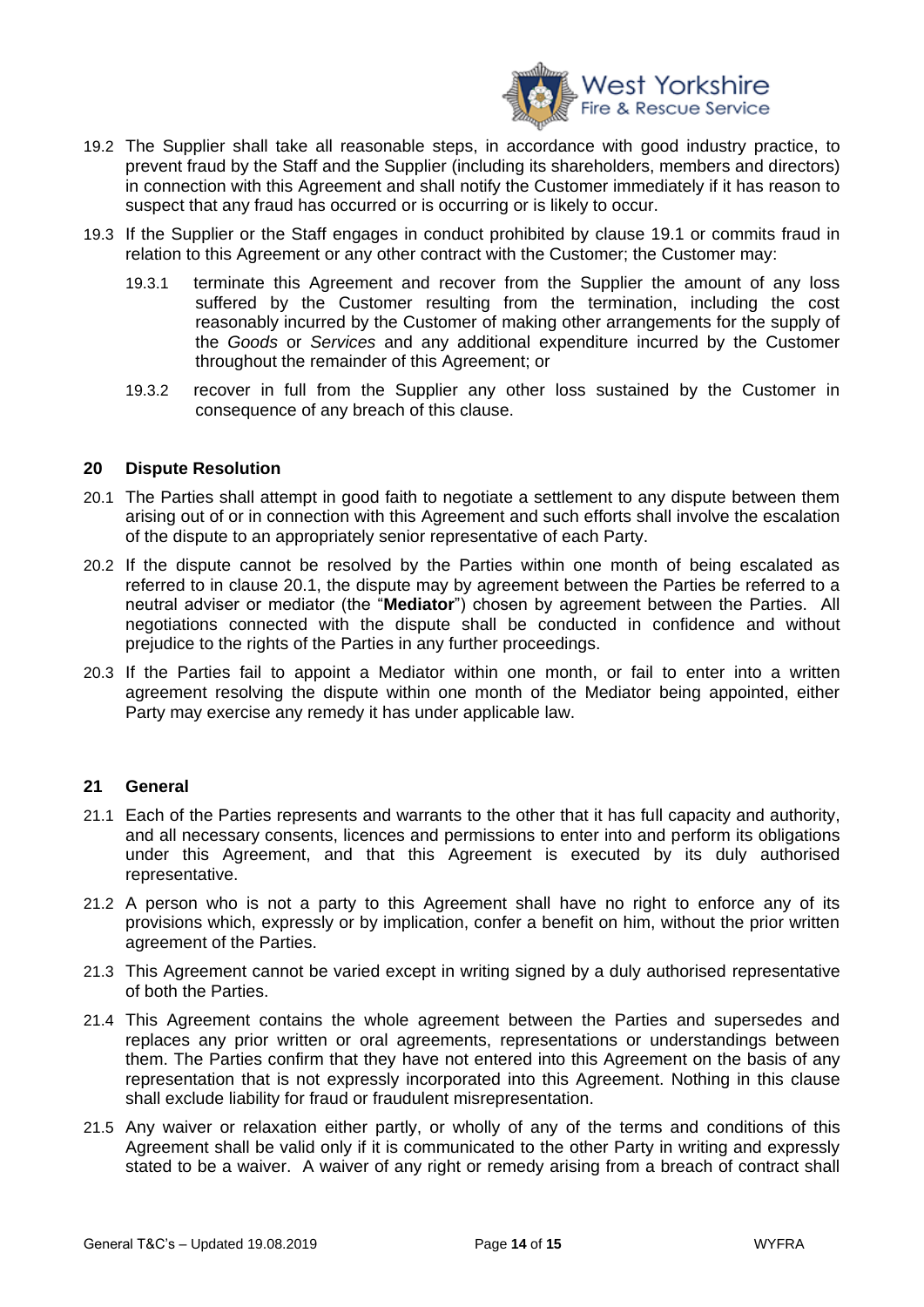19.2 The Supplier shall take all reasonable steps, in accordance with good industry practice, to prevent fraud by the Staff and the Supplier (including its shareholders, members and directors) in connection with this Agreement and shall notify the Customer immediately if it has reason to suspect that any fraud has occurred or is occurring or is likely to occur.

19.3 If the Supplier or the Staff engages in conduct prohibited by clause 19.1 or commits fraud in relation to this Agreement or any other contract with the Customer; the Customer may:

19.3.1 terminate this Agreement and recover from the Supplier the amount of any loss suffered by the Customer resulting from the termination, including the cost reasonably incurred by the Customer of making other arrangements for the supply of the *Goods* or *Services* and any additional expenditure incurred by the Customer throughout the remainder of this Agreement; or

19.3.2 recover in full from the Supplier any other loss sustained by the Customer in consequence of any breach of this clause.

## 20 Dispute Resolution

20.1 The Parties shall attempt in good faith to negotiate a settlement to any dispute between them arising out of or in connection with this Agreement and such efforts shall involve the escalation of the dispute to an appropriately senior representative of each Party.

20.2 If the dispute cannot be resolved by the Parties within one month of being escalated as referred to in clause 20.1, the dispute may by agreement between the Parties be referred to a neutral adviser or mediator (the "**Mediator**") chosen by agreement between the Parties. All negotiations connected with the dispute shall be conducted in confidence and without prejudice to the rights of the Parties in any further proceedings.

20.3 If the Parties fail to appoint a Mediator within one month, or fail to enter into a written agreement resolving the dispute within one month of the Mediator being appointed, either Party may exercise any remedy it has under applicable law.

## 21 General

21.1 Each of the Parties represents and warrants to the other that it has full capacity and authority, and all necessary consents, licences and permissions to enter into and perform its obligations under this Agreement, and that this Agreement is executed by its duly authorised representative.

21.2 A person who is not a party to this Agreement shall have no right to enforce any of its provisions which, expressly or by implication, confer a benefit on him, without the prior written agreement of the Parties.

21.3 This Agreement cannot be varied except in writing signed by a duly authorised representative of both the Parties.

21.4 This Agreement contains the whole agreement between the Parties and supersedes and replaces any prior written or oral agreements, representations or understandings between them. The Parties confirm that they have not entered into this Agreement on the basis of any representation that is not expressly incorporated into this Agreement. Nothing in this clause shall exclude liability for fraud or fraudulent misrepresentation.

21.5 Any waiver or relaxation either partly, or wholly of any of the terms and conditions of this Agreement shall be valid only if it is communicated to the other Party in writing and expressly stated to be a waiver. A waiver of any right or remedy arising from a breach of contract shall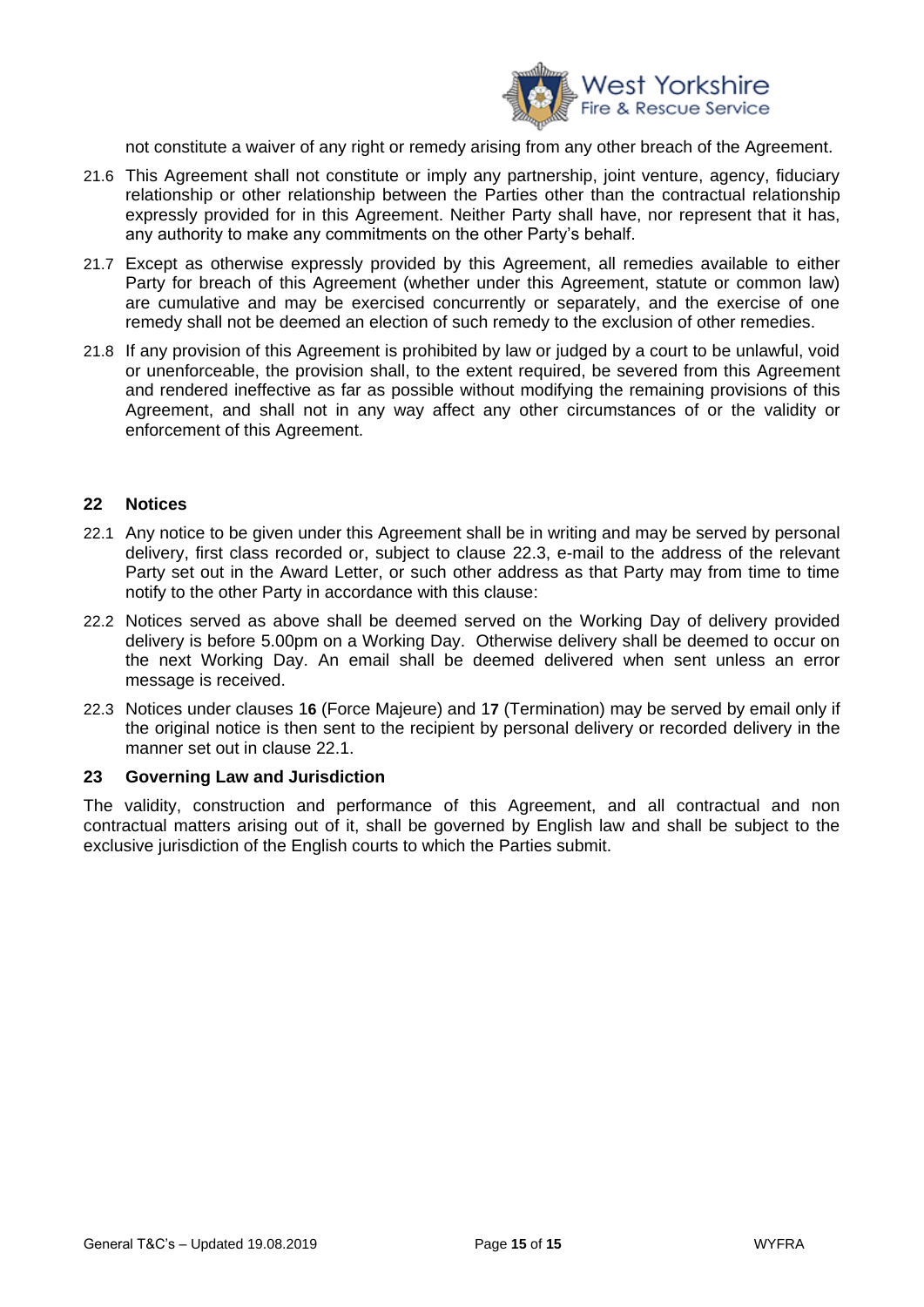not constitute a waiver of any right or remedy arising from any other breach of the Agreement.

21.6 This Agreement shall not constitute or imply any partnership, joint venture, agency, fiduciary relationship or other relationship between the Parties other than the contractual relationship expressly provided for in this Agreement. Neither Party shall have, nor represent that it has, any authority to make any commitments on the other Party's behalf.

21.7 Except as otherwise expressly provided by this Agreement, all remedies available to either Party for breach of this Agreement (whether under this Agreement, statute or common law) are cumulative and may be exercised concurrently or separately, and the exercise of one remedy shall not be deemed an election of such remedy to the exclusion of other remedies.

21.8 If any provision of this Agreement is prohibited by law or judged by a court to be unlawful, void or unenforceable, the provision shall, to the extent required, be severed from this Agreement and rendered ineffective as far as possible without modifying the remaining provisions of this Agreement, and shall not in any way affect any other circumstances of or the validity or enforcement of this Agreement.

## 22 Notices

22.1 Any notice to be given under this Agreement shall be in writing and may be served by personal delivery, first class recorded or, subject to clause 22.3, e-mail to the address of the relevant Party set out in the Award Letter, or such other address as that Party may from time to time notify to the other Party in accordance with this clause:

22.2 Notices served as above shall be deemed served on the Working Day of delivery provided delivery is before 5.00pm on a Working Day. Otherwise delivery shall be deemed to occur on the next Working Day. An email shall be deemed delivered when sent unless an error message is received.

22.3 Notices under clauses 1**6** (Force Majeure) and 1**7** (Termination) may be served by email only if the original notice is then sent to the recipient by personal delivery or recorded delivery in the manner set out in clause 22.1.

## 23 Governing Law and Jurisdiction

The validity, construction and performance of this Agreement, and all contractual and non contractual matters arising out of it, shall be governed by English law and shall be subject to the exclusive jurisdiction of the English courts to which the Parties submit.